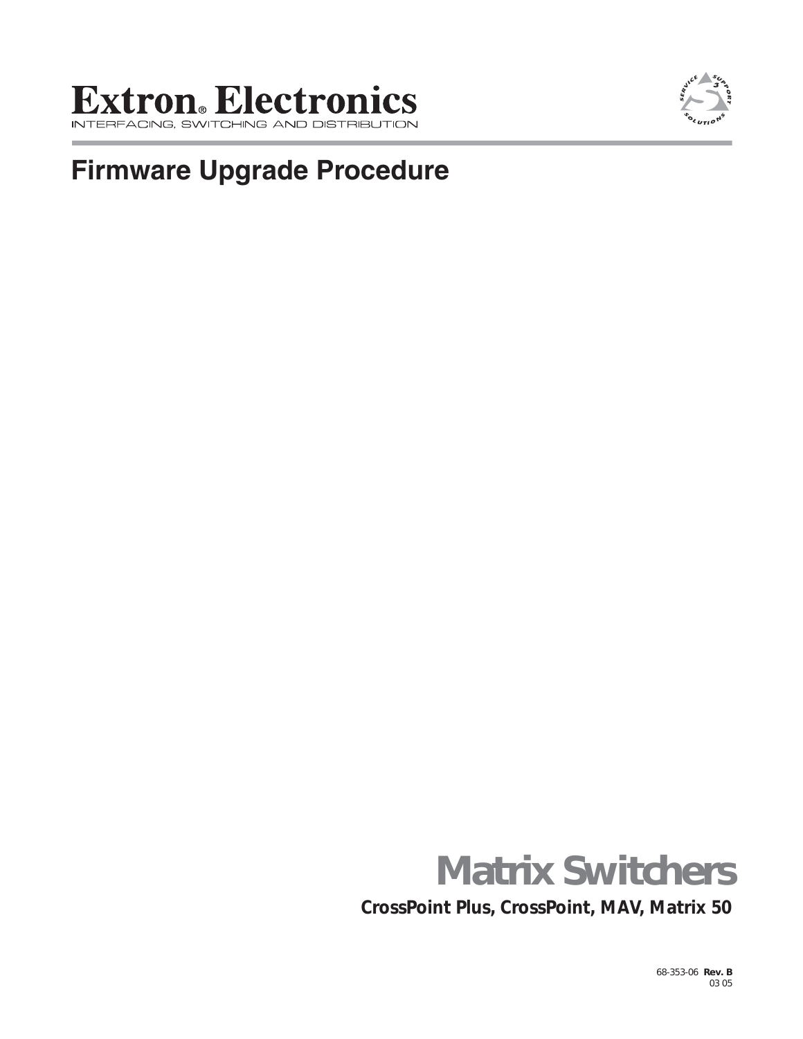Extron® Electronics

INTERFACING, SWITCHING AND DISTRIBUTION

# Firmware Upgrade Procedure

# Matrix Switchers

**CrossPoint Plus, CrossPoint, MAV, Matrix 50**

68-353-06 **Rev. B**
03 05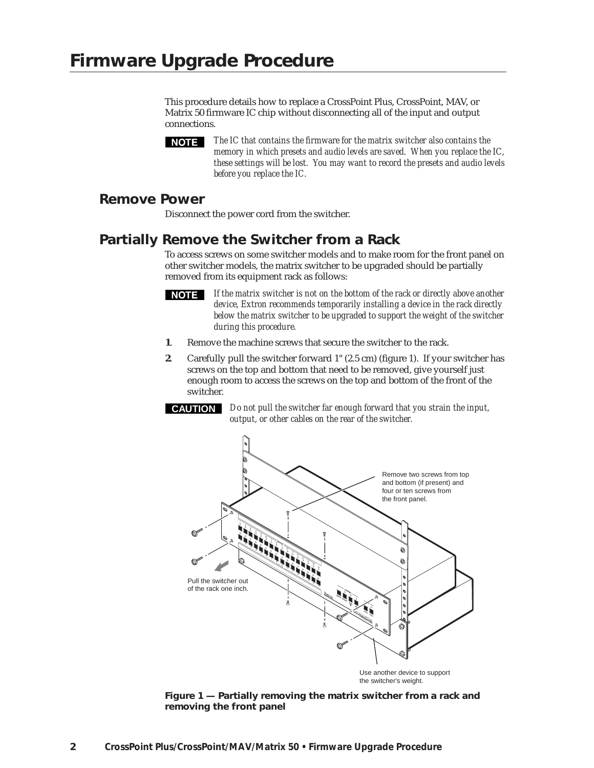# Firmware Upgrade Procedure

This procedure details how to replace a CrossPoint Plus, CrossPoint, MAV, or Matrix 50 firmware IC chip without disconnecting all of the input and output connections.

**NOTE** *The IC that contains the firmware for the matrix switcher also contains the memory in which presets and audio levels are saved. When you replace the IC, these settings will be lost. You may want to record the presets and audio levels before you replace the IC.*

## Remove Power

Disconnect the power cord from the switcher.

## Partially Remove the Switcher from a Rack

To access screws on some switcher models and to make room for the front panel on other switcher models, the matrix switcher to be upgraded should be partially removed from its equipment rack as follows:

**NOTE** *If the matrix switcher is not on the bottom of the rack or directly above another device, Extron recommends temporarily installing a device in the rack directly below the matrix switcher to be upgraded to support the weight of the switcher during this procedure.*

1. Remove the machine screws that secure the switcher to the rack.
2. Carefully pull the switcher forward 1" (2.5 cm) (figure 1). If your switcher has screws on the top and bottom that need to be removed, give yourself just enough room to access the screws on the top and bottom of the front of the switcher.

**CAUTION** *Do not pull the switcher far enough forward that you strain the input, output, or other cables on the rear of the switcher.*

Remove two screws from top and bottom (if present) and four or ten screws from the front panel.

Pull the switcher out of the rack one inch.

Use another device to support the switcher's weight.

**Figure 1 — Partially removing the matrix switcher from a rack and removing the front panel**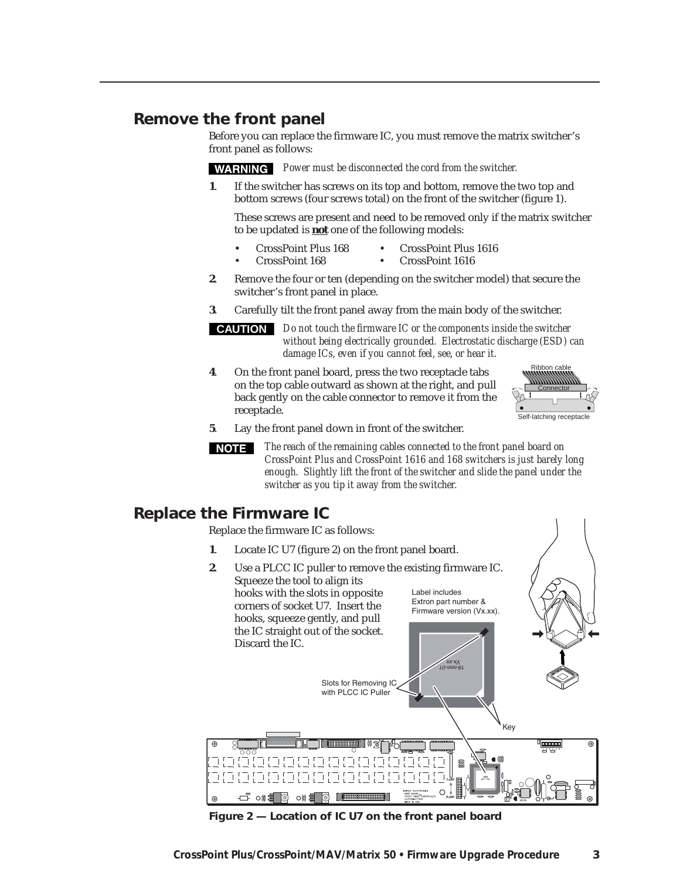## Remove the front panel

Before you can replace the firmware IC, you must remove the matrix switcher's front panel as follows:

**WARNING** *Power must be disconnected the cord from the switcher.*

1. If the switcher has screws on its top and bottom, remove the two top and bottom screws (four screws total) on the front of the switcher (figure 1).

   These screws are present and need to be removed only if the matrix switcher to be updated is **not** one of the following models:

   - CrossPoint Plus 168
   - CrossPoint 168
   - CrossPoint Plus 1616
   - CrossPoint 1616

2. Remove the four or ten (depending on the switcher model) that secure the switcher's front panel in place.

3. Carefully tilt the front panel away from the main body of the switcher.

**CAUTION** *Do not touch the firmware IC or the components inside the switcher without being electrically grounded. Electrostatic discharge (ESD) can damage ICs, even if you cannot feel, see, or hear it.*

4. On the front panel board, press the two receptacle tabs on the top cable outward as shown at the right, and pull back gently on the cable connector to remove it from the receptacle.

   Ribbon cable
   Connector
   Self-latching receptacle

5. Lay the front panel down in front of the switcher.

**NOTE** *The reach of the remaining cables connected to the front panel board on CrossPoint Plus and CrossPoint 1616 and 168 switchers is just barely long enough. Slightly lift the front of the switcher and slide the panel under the switcher as you tip it away from the switcher.*

## Replace the Firmware IC

Replace the firmware IC as follows:

1. Locate IC U7 (figure 2) on the front panel board.

2. Use a PLCC IC puller to remove the existing firmware IC. Squeeze the tool to align its hooks with the slots in opposite corners of socket U7. Insert the hooks, squeeze gently, and pull the IC straight out of the socket. Discard the IC.

Label includes Extron part number & Firmware version (Vx.xx).

19-nnn-01
Vx.xx

Slots for Removing IC with PLCC IC Puller

Key

**Figure 2 — Location of IC U7 on the front panel board**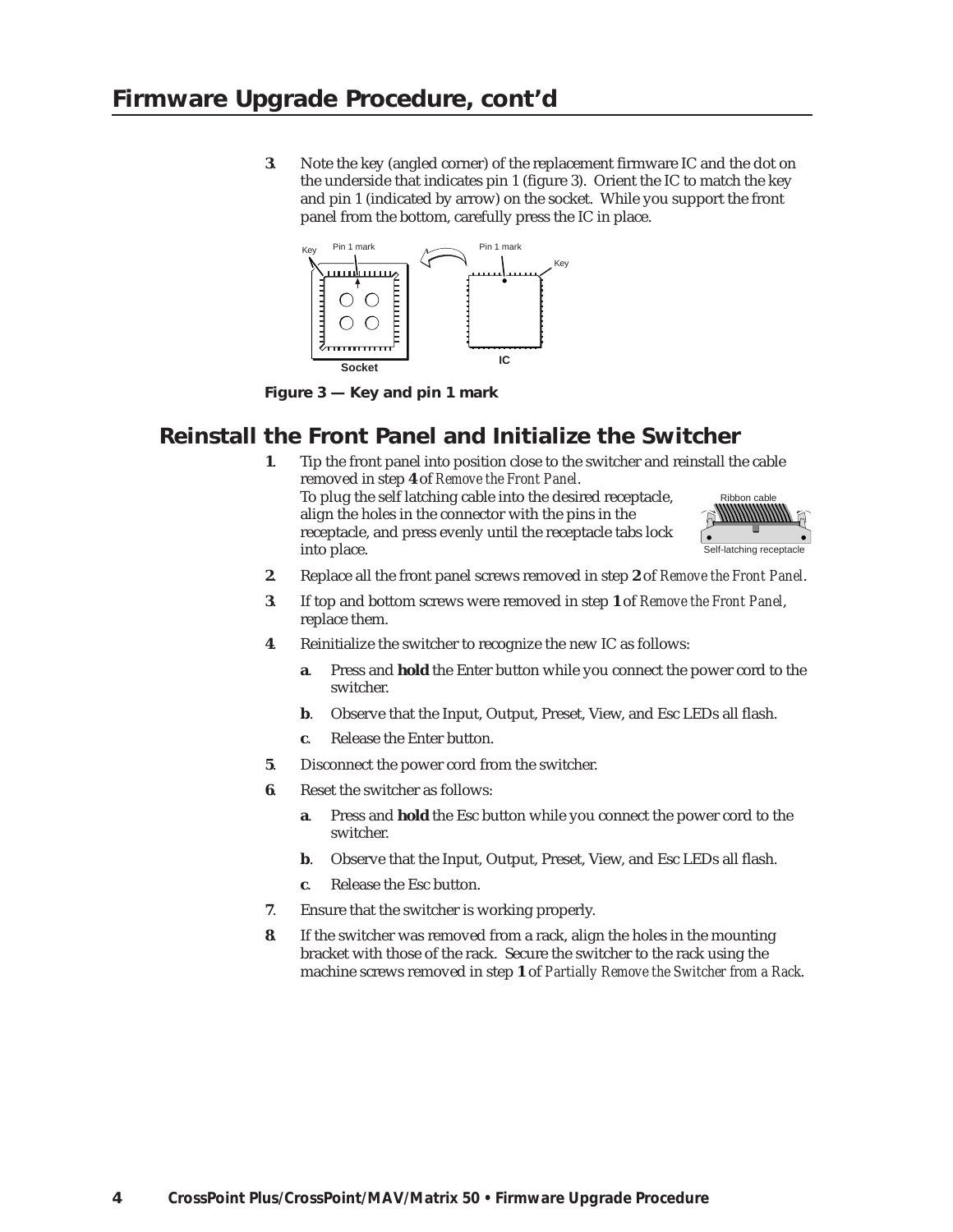# Firmware Upgrade Procedure, cont'd

**3**. Note the key (angled corner) of the replacement firmware IC and the dot on the underside that indicates pin 1 (figure 3). Orient the IC to match the key and pin 1 (indicated by arrow) on the socket. While you support the front panel from the bottom, carefully press the IC in place.

Key
Pin 1 mark
Socket
Pin 1 mark
Key
IC

**Figure 3 — Key and pin 1 mark**

## Reinstall the Front Panel and Initialize the Switcher

**1**. Tip the front panel into position close to the switcher and reinstall the cable removed in step **4** of *Remove the Front Panel*.
To plug the self latching cable into the desired receptacle, align the holes in the connector with the pins in the receptacle, and press evenly until the receptacle tabs lock into place.

Ribbon cable
Self-latching receptacle

**2**. Replace all the front panel screws removed in step **2** of *Remove the Front Panel*.

**3**. If top and bottom screws were removed in step **1** of *Remove the Front Panel*, replace them.

**4**. Reinitialize the switcher to recognize the new IC as follows:

   **a**. Press and **hold** the Enter button while you connect the power cord to the switcher.

   **b**. Observe that the Input, Output, Preset, View, and Esc LEDs all flash.

   **c**. Release the Enter button.

**5**. Disconnect the power cord from the switcher.

**6**. Reset the switcher as follows:

   **a**. Press and **hold** the Esc button while you connect the power cord to the switcher.

   **b**. Observe that the Input, Output, Preset, View, and Esc LEDs all flash.

   **c**. Release the Esc button.

**7**. Ensure that the switcher is working properly.

**8**. If the switcher was removed from a rack, align the holes in the mounting bracket with those of the rack. Secure the switcher to the rack using the machine screws removed in step **1** of *Partially Remove the Switcher from a Rack*.